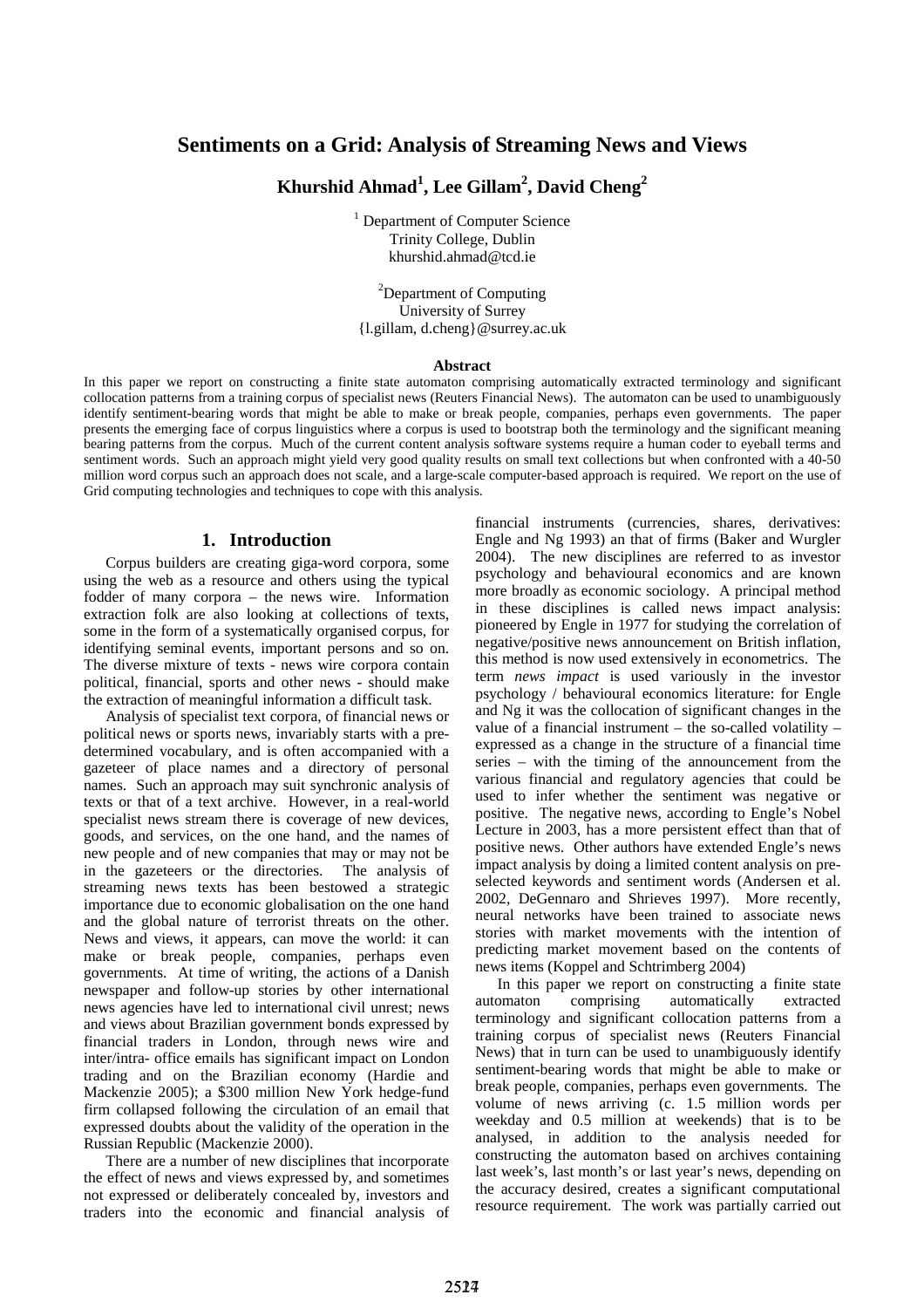# Sentiments on a Grid: Analysis of Streaming News and Views

**Khurshid Ahmad[1], Lee Gillam[2], David Cheng[2]**

[1] Department of Computer Science
Trinity College, Dublin
khurshid.ahmad@tcd.ie

[2]Department of Computing
University of Surrey
{l.gillam, d.cheng}@surrey.ac.uk

### Abstract

In this paper we report on constructing a finite state automaton comprising automatically extracted terminology and significant collocation patterns from a training corpus of specialist news (Reuters Financial News). The automaton can be used to unambiguously identify sentiment-bearing words that might be able to make or break people, companies, perhaps even governments. The paper presents the emerging face of corpus linguistics where a corpus is used to bootstrap both the terminology and the significant meaning bearing patterns from the corpus. Much of the current content analysis software systems require a human coder to eyeball terms and sentiment words. Such an approach might yield very good quality results on small text collections but when confronted with a 40-50 million word corpus such an approach does not scale, and a large-scale computer-based approach is required. We report on the use of Grid computing technologies and techniques to cope with this analysis.

## 1. Introduction

Corpus builders are creating giga-word corpora, some using the web as a resource and others using the typical fodder of many corpora – the news wire. Information extraction folk are also looking at collections of texts, some in the form of a systematically organised corpus, for identifying seminal events, important persons and so on. The diverse mixture of texts - news wire corpora contain political, financial, sports and other news - should make the extraction of meaningful information a difficult task.

Analysis of specialist text corpora, of financial news or political news or sports news, invariably starts with a pre-determined vocabulary, and is often accompanied with a gazeteer of place names and a directory of personal names. Such an approach may suit synchronic analysis of texts or that of a text archive. However, in a real-world specialist news stream there is coverage of new devices, goods, and services, on the one hand, and the names of new people and of new companies that may or may not be in the gazeteers or the directories. The analysis of streaming news texts has been bestowed a strategic importance due to economic globalisation on the one hand and the global nature of terrorist threats on the other. News and views, it appears, can move the world: it can make or break people, companies, perhaps even governments. At time of writing, the actions of a Danish newspaper and follow-up stories by other international news agencies have led to international civil unrest; news and views about Brazilian government bonds expressed by financial traders in London, through news wire and inter/intra- office emails has significant impact on London trading and on the Brazilian economy (Hardie and Mackenzie 2005); a $300 million New York hedge-fund firm collapsed following the circulation of an email that expressed doubts about the validity of the operation in the Russian Republic (Mackenzie 2000).

There are a number of new disciplines that incorporate the effect of news and views expressed by, and sometimes not expressed or deliberately concealed by, investors and traders into the economic and financial analysis of financial instruments (currencies, shares, derivatives: Engle and Ng 1993) an that of firms (Baker and Wurgler 2004). The new disciplines are referred to as investor psychology and behavioural economics and are known more broadly as economic sociology. A principal method in these disciplines is called news impact analysis: pioneered by Engle in 1977 for studying the correlation of negative/positive news announcement on British inflation, this method is now used extensively in econometrics. The term *news impact* is used variously in the investor psychology / behavioural economics literature: for Engle and Ng it was the collocation of significant changes in the value of a financial instrument – the so-called volatility – expressed as a change in the structure of a financial time series – with the timing of the announcement from the various financial and regulatory agencies that could be used to infer whether the sentiment was negative or positive. The negative news, according to Engle's Nobel Lecture in 2003, has a more persistent effect than that of positive news. Other authors have extended Engle's news impact analysis by doing a limited content analysis on pre-selected keywords and sentiment words (Andersen et al. 2002, DeGennaro and Shrieves 1997). More recently, neural networks have been trained to associate news stories with market movements with the intention of predicting market movement based on the contents of news items (Koppel and Schtrimberg 2004)

In this paper we report on constructing a finite state automaton comprising automatically extracted terminology and significant collocation patterns from a training corpus of specialist news (Reuters Financial News) that in turn can be used to unambiguously identify sentiment-bearing words that might be able to make or break people, companies, perhaps even governments. The volume of news arriving (c. 1.5 million words per weekday and 0.5 million at weekends) that is to be analysed, in addition to the analysis needed for constructing the automaton based on archives containing last week's, last month's or last year's news, depending on the accuracy desired, creates a significant computational resource requirement. The work was partially carried out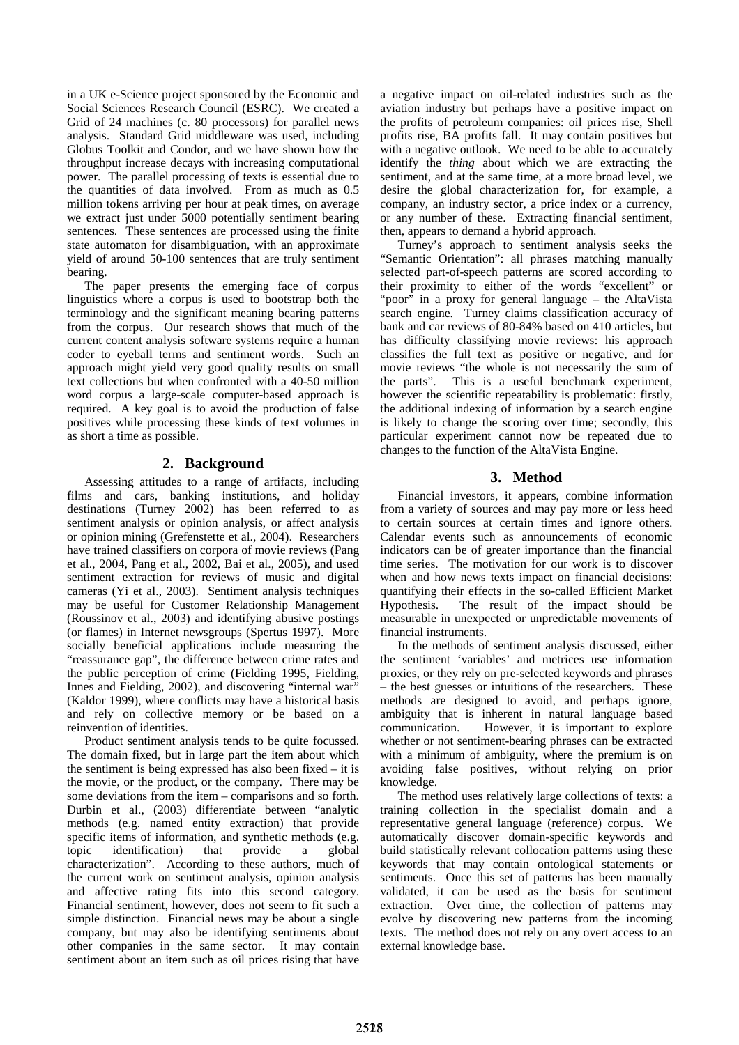in a UK e-Science project sponsored by the Economic and Social Sciences Research Council (ESRC). We created a Grid of 24 machines (c. 80 processors) for parallel news analysis. Standard Grid middleware was used, including Globus Toolkit and Condor, and we have shown how the throughput increase decays with increasing computational power. The parallel processing of texts is essential due to the quantities of data involved. From as much as 0.5 million tokens arriving per hour at peak times, on average we extract just under 5000 potentially sentiment bearing sentences. These sentences are processed using the finite state automaton for disambiguation, with an approximate yield of around 50-100 sentences that are truly sentiment bearing.

The paper presents the emerging face of corpus linguistics where a corpus is used to bootstrap both the terminology and the significant meaning bearing patterns from the corpus. Our research shows that much of the current content analysis software systems require a human coder to eyeball terms and sentiment words. Such an approach might yield very good quality results on small text collections but when confronted with a 40-50 million word corpus a large-scale computer-based approach is required. A key goal is to avoid the production of false positives while processing these kinds of text volumes in as short a time as possible.

## 2. Background

Assessing attitudes to a range of artifacts, including films and cars, banking institutions, and holiday destinations (Turney 2002) has been referred to as sentiment analysis or opinion analysis, or affect analysis or opinion mining (Grefenstette et al., 2004). Researchers have trained classifiers on corpora of movie reviews (Pang et al., 2004, Pang et al., 2002, Bai et al., 2005), and used sentiment extraction for reviews of music and digital cameras (Yi et al., 2003). Sentiment analysis techniques may be useful for Customer Relationship Management (Roussinov et al., 2003) and identifying abusive postings (or flames) in Internet newsgroups (Spertus 1997). More socially beneficial applications include measuring the "reassurance gap", the difference between crime rates and the public perception of crime (Fielding 1995, Fielding, Innes and Fielding, 2002), and discovering "internal war" (Kaldor 1999), where conflicts may have a historical basis and rely on collective memory or be based on a reinvention of identities.

Product sentiment analysis tends to be quite focussed. The domain fixed, but in large part the item about which the sentiment is being expressed has also been fixed – it is the movie, or the product, or the company. There may be some deviations from the item – comparisons and so forth. Durbin et al., (2003) differentiate between "analytic methods (e.g. named entity extraction) that provide specific items of information, and synthetic methods (e.g. topic identification) that provide a global characterization". According to these authors, much of the current work on sentiment analysis, opinion analysis and affective rating fits into this second category. Financial sentiment, however, does not seem to fit such a simple distinction. Financial news may be about a single company, but may also be identifying sentiments about other companies in the same sector. It may contain sentiment about an item such as oil prices rising that have a negative impact on oil-related industries such as the aviation industry but perhaps have a positive impact on the profits of petroleum companies: oil prices rise, Shell profits rise, BA profits fall. It may contain positives but with a negative outlook. We need to be able to accurately identify the *thing* about which we are extracting the sentiment, and at the same time, at a more broad level, we desire the global characterization for, for example, a company, an industry sector, a price index or a currency, or any number of these. Extracting financial sentiment, then, appears to demand a hybrid approach.

Turney's approach to sentiment analysis seeks the "Semantic Orientation": all phrases matching manually selected part-of-speech patterns are scored according to their proximity to either of the words "excellent" or "poor" in a proxy for general language – the AltaVista search engine. Turney claims classification accuracy of bank and car reviews of 80-84% based on 410 articles, but has difficulty classifying movie reviews: his approach classifies the full text as positive or negative, and for movie reviews "the whole is not necessarily the sum of the parts". This is a useful benchmark experiment, however the scientific repeatability is problematic: firstly, the additional indexing of information by a search engine is likely to change the scoring over time; secondly, this particular experiment cannot now be repeated due to changes to the function of the AltaVista Engine.

## 3. Method

Financial investors, it appears, combine information from a variety of sources and may pay more or less heed to certain sources at certain times and ignore others. Calendar events such as announcements of economic indicators can be of greater importance than the financial time series. The motivation for our work is to discover when and how news texts impact on financial decisions: quantifying their effects in the so-called Efficient Market Hypothesis. The result of the impact should be measurable in unexpected or unpredictable movements of financial instruments.

In the methods of sentiment analysis discussed, either the sentiment 'variables' and metrices use information proxies, or they rely on pre-selected keywords and phrases – the best guesses or intuitions of the researchers. These methods are designed to avoid, and perhaps ignore, ambiguity that is inherent in natural language based communication. However, it is important to explore whether or not sentiment-bearing phrases can be extracted with a minimum of ambiguity, where the premium is on avoiding false positives, without relying on prior knowledge.

The method uses relatively large collections of texts: a training collection in the specialist domain and a representative general language (reference) corpus. We automatically discover domain-specific keywords and build statistically relevant collocation patterns using these keywords that may contain ontological statements or sentiments. Once this set of patterns has been manually validated, it can be used as the basis for sentiment extraction. Over time, the collection of patterns may evolve by discovering new patterns from the incoming texts. The method does not rely on any overt access to an external knowledge base.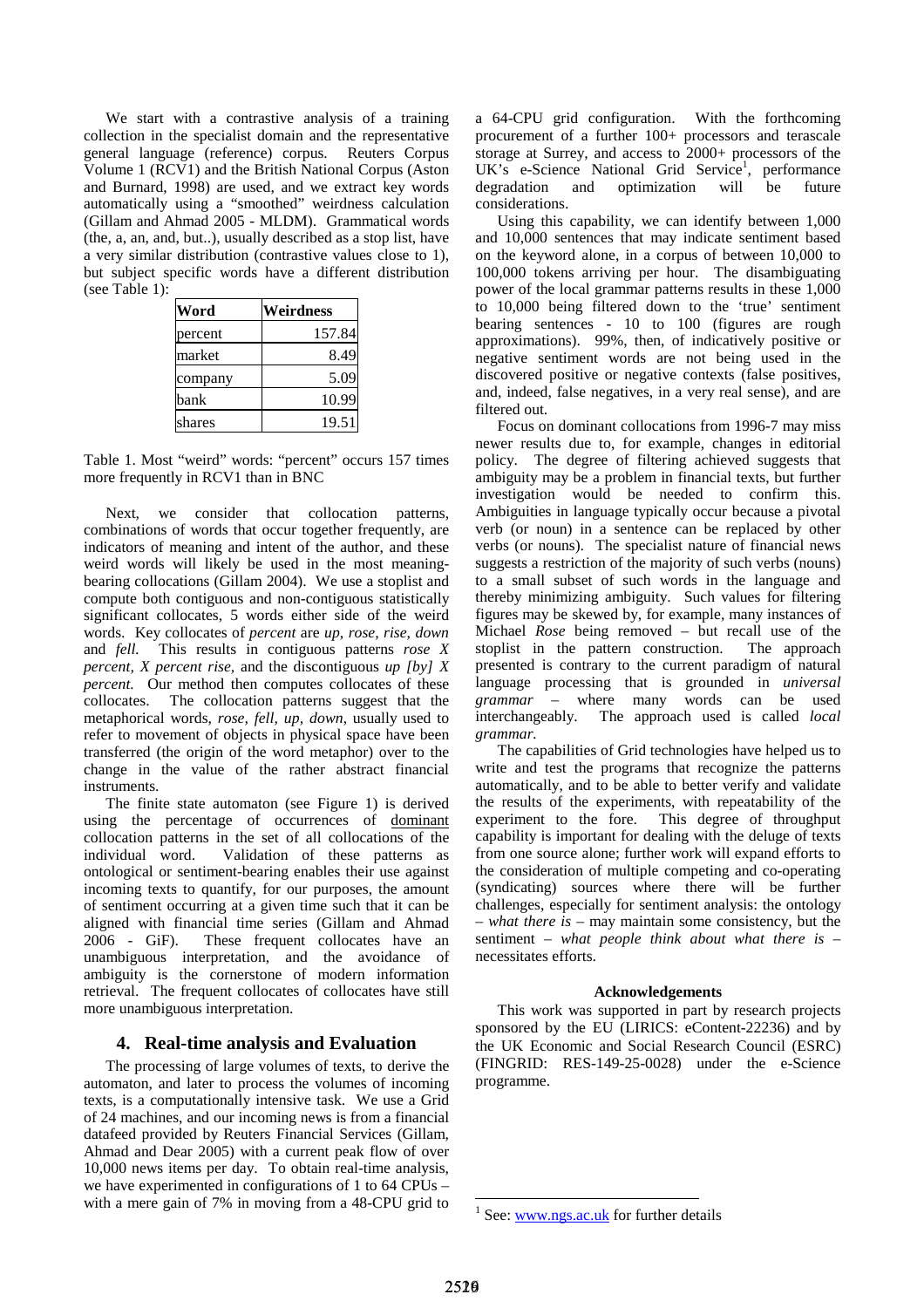We start with a contrastive analysis of a training collection in the specialist domain and the representative general language (reference) corpus. Reuters Corpus Volume 1 (RCV1) and the British National Corpus (Aston and Burnard, 1998) are used, and we extract key words automatically using a "smoothed" weirdness calculation (Gillam and Ahmad 2005 - MLDM). Grammatical words (the, a, an, and, but..), usually described as a stop list, have a very similar distribution (contrastive values close to 1), but subject specific words have a different distribution (see Table 1):

| Word | Weirdness |
|---|---|
| percent | 157.84 |
| market | 8.49 |
| company | 5.09 |
| bank | 10.99 |
| shares | 19.51 |

Table 1. Most "weird" words: "percent" occurs 157 times more frequently in RCV1 than in BNC

Next, we consider that collocation patterns, combinations of words that occur together frequently, are indicators of meaning and intent of the author, and these weird words will likely be used in the most meaning-bearing collocations (Gillam 2004). We use a stoplist and compute both contiguous and non-contiguous statistically significant collocates, 5 words either side of the weird words. Key collocates of *percent* are *up, rose, rise, down* and *fell*. This results in contiguous patterns *rose X percent, X percent rise*, and the discontiguous *up [by] X percent*. Our method then computes collocates of these collocates. The collocation patterns suggest that the metaphorical words, *rose, fell, up, down*, usually used to refer to movement of objects in physical space have been transferred (the origin of the word metaphor) over to the change in the value of the rather abstract financial instruments.

The finite state automaton (see Figure 1) is derived using the percentage of occurrences of dominant collocation patterns in the set of all collocations of the individual word. Validation of these patterns as ontological or sentiment-bearing enables their use against incoming texts to quantify, for our purposes, the amount of sentiment occurring at a given time such that it can be aligned with financial time series (Gillam and Ahmad 2006 - GiF). These frequent collocates have an unambiguous interpretation, and the avoidance of ambiguity is the cornerstone of modern information retrieval. The frequent collocates of collocates have still more unambiguous interpretation.

## 4. Real-time analysis and Evaluation

The processing of large volumes of texts, to derive the automaton, and later to process the volumes of incoming texts, is a computationally intensive task. We use a Grid of 24 machines, and our incoming news is from a financial datafeed provided by Reuters Financial Services (Gillam, Ahmad and Dear 2005) with a current peak flow of over 10,000 news items per day. To obtain real-time analysis, we have experimented in configurations of 1 to 64 CPUs – with a mere gain of 7% in moving from a 48-CPU grid to a 64-CPU grid configuration. With the forthcoming procurement of a further 100+ processors and terascale storage at Surrey, and access to 2000+ processors of the UK's e-Science National Grid Service[1], performance degradation and optimization will be future considerations.

Using this capability, we can identify between 1,000 and 10,000 sentences that may indicate sentiment based on the keyword alone, in a corpus of between 10,000 to 100,000 tokens arriving per hour. The disambiguating power of the local grammar patterns results in these 1,000 to 10,000 being filtered down to the 'true' sentiment bearing sentences - 10 to 100 (figures are rough approximations). 99%, then, of indicatively positive or negative sentiment words are not being used in the discovered positive or negative contexts (false positives, and, indeed, false negatives, in a very real sense), and are filtered out.

Focus on dominant collocations from 1996-7 may miss newer results due to, for example, changes in editorial policy. The degree of filtering achieved suggests that ambiguity may be a problem in financial texts, but further investigation would be needed to confirm this. Ambiguities in language typically occur because a pivotal verb (or noun) in a sentence can be replaced by other verbs (or nouns). The specialist nature of financial news suggests a restriction of the majority of such verbs (nouns) to a small subset of such words in the language and thereby minimizing ambiguity. Such values for filtering figures may be skewed by, for example, many instances of Michael *Rose* being removed – but recall use of the stoplist in the pattern construction. The approach presented is contrary to the current paradigm of natural language processing that is grounded in *universal grammar* – where many words can be used interchangeably. The approach used is called *local grammar.*

The capabilities of Grid technologies have helped us to write and test the programs that recognize the patterns automatically, and to be able to better verify and validate the results of the experiments, with repeatability of the experiment to the fore. This degree of throughput capability is important for dealing with the deluge of texts from one source alone; further work will expand efforts to the consideration of multiple competing and co-operating (syndicating) sources where there will be further challenges, especially for sentiment analysis: the ontology – *what there is* – may maintain some consistency, but the sentiment – *what people think about what there is* – necessitates efforts.

### Acknowledgements

This work was supported in part by research projects sponsored by the EU (LIRICS: eContent-22236) and by the UK Economic and Social Research Council (ESRC) (FINGRID: RES-149-25-0028) under the e-Science programme.

[1] See: www.ngs.ac.uk for further details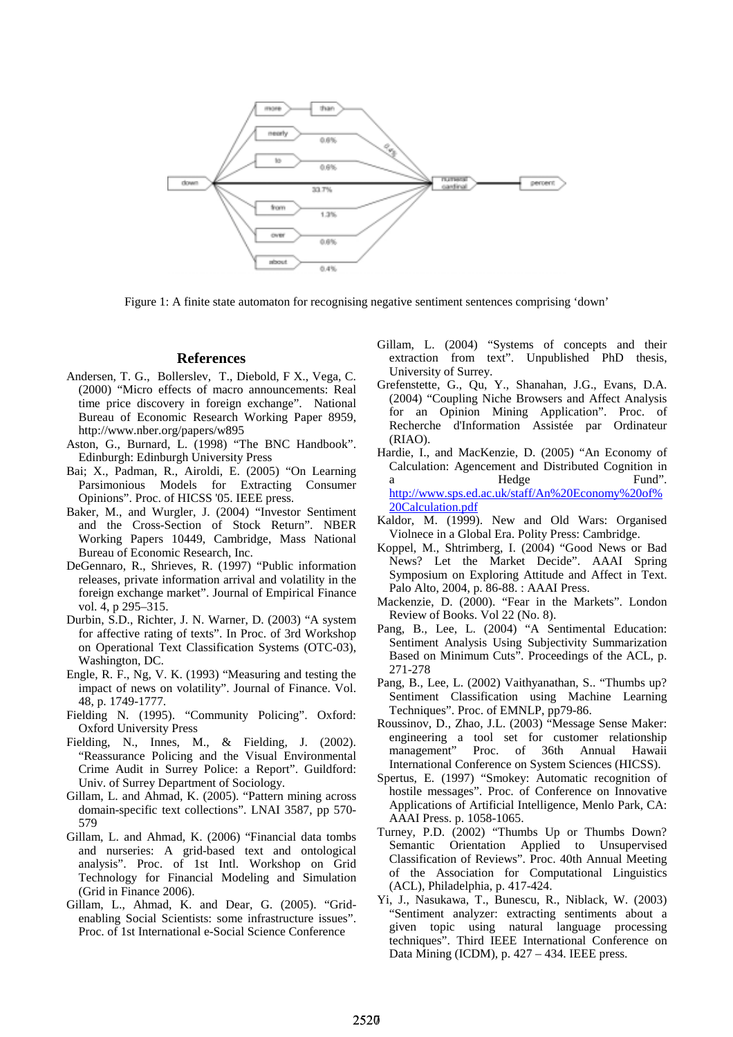more
than
nearly
0.6%
0.4%
to
0.6%
down
33.7%
numeral cardinal
percent
from
1.3%
over
0.6%
about
0.4%

Figure 1: A finite state automaton for recognising negative sentiment sentences comprising 'down'

## References

Andersen, T. G., Bollerslev, T., Diebold, F X., Vega, C. (2000) "Micro effects of macro announcements: Real time price discovery in foreign exchange". National Bureau of Economic Research Working Paper 8959, http://www.nber.org/papers/w895

Aston, G., Burnard, L. (1998) "The BNC Handbook". Edinburgh: Edinburgh University Press

Bai; X., Padman, R., Airoldi, E. (2005) "On Learning Parsimonious Models for Extracting Consumer Opinions". Proc. of HICSS '05. IEEE press.

Baker, M., and Wurgler, J. (2004) "Investor Sentiment and the Cross-Section of Stock Return". NBER Working Papers 10449, Cambridge, Mass National Bureau of Economic Research, Inc.

DeGennaro, R., Shrieves, R. (1997) "Public information releases, private information arrival and volatility in the foreign exchange market". Journal of Empirical Finance vol. 4, p 295–315.

Durbin, S.D., Richter, J. N. Warner, D. (2003) "A system for affective rating of texts". In Proc. of 3rd Workshop on Operational Text Classification Systems (OTC-03), Washington, DC.

Engle, R. F., Ng, V. K. (1993) "Measuring and testing the impact of news on volatility". Journal of Finance. Vol. 48, p. 1749-1777.

Fielding N. (1995). "Community Policing". Oxford: Oxford University Press

Fielding, N., Innes, M., & Fielding, J. (2002). "Reassurance Policing and the Visual Environmental Crime Audit in Surrey Police: a Report". Guildford: Univ. of Surrey Department of Sociology.

Gillam, L. and Ahmad, K. (2005). "Pattern mining across domain-specific text collections". LNAI 3587, pp 570-579

Gillam, L. and Ahmad, K. (2006) "Financial data tombs and nurseries: A grid-based text and ontological analysis". Proc. of 1st Intl. Workshop on Grid Technology for Financial Modeling and Simulation (Grid in Finance 2006).

Gillam, L., Ahmad, K. and Dear, G. (2005). "Grid-enabling Social Scientists: some infrastructure issues". Proc. of 1st International e-Social Science Conference

Gillam, L. (2004) "Systems of concepts and their extraction from text". Unpublished PhD thesis, University of Surrey.

Grefenstette, G., Qu, Y., Shanahan, J.G., Evans, D.A. (2004) "Coupling Niche Browsers and Affect Analysis for an Opinion Mining Application". Proc. of Recherche d'Information Assistée par Ordinateur (RIAO).

Hardie, I., and MacKenzie, D. (2005) "An Economy of Calculation: Agencement and Distributed Cognition in a Hedge Fund". http://www.sps.ed.ac.uk/staff/An%20Economy%20of%20Calculation.pdf

Kaldor, M. (1999). New and Old Wars: Organised Violnece in a Global Era. Polity Press: Cambridge.

Koppel, M., Shtrimberg, I. (2004) "Good News or Bad News? Let the Market Decide". AAAI Spring Symposium on Exploring Attitude and Affect in Text. Palo Alto, 2004, p. 86-88. : AAAI Press.

Mackenzie, D. (2000). "Fear in the Markets". London Review of Books. Vol 22 (No. 8).

Pang, B., Lee, L. (2004) "A Sentimental Education: Sentiment Analysis Using Subjectivity Summarization Based on Minimum Cuts". Proceedings of the ACL, p. 271-278

Pang, B., Lee, L. (2002) Vaithyanathan, S.. "Thumbs up? Sentiment Classification using Machine Learning Techniques". Proc. of EMNLP, pp79-86.

Roussinov, D., Zhao, J.L. (2003) "Message Sense Maker: engineering a tool set for customer relationship management" Proc. of 36th Annual Hawaii International Conference on System Sciences (HICSS).

Spertus, E. (1997) "Smokey: Automatic recognition of hostile messages". Proc. of Conference on Innovative Applications of Artificial Intelligence, Menlo Park, CA: AAAI Press. p. 1058-1065.

Turney, P.D. (2002) "Thumbs Up or Thumbs Down? Semantic Orientation Applied to Unsupervised Classification of Reviews". Proc. 40th Annual Meeting of the Association for Computational Linguistics (ACL), Philadelphia, p. 417-424.

Yi, J., Nasukawa, T., Bunescu, R., Niblack, W. (2003) "Sentiment analyzer: extracting sentiments about a given topic using natural language processing techniques". Third IEEE International Conference on Data Mining (ICDM), p. 427 – 434. IEEE press.